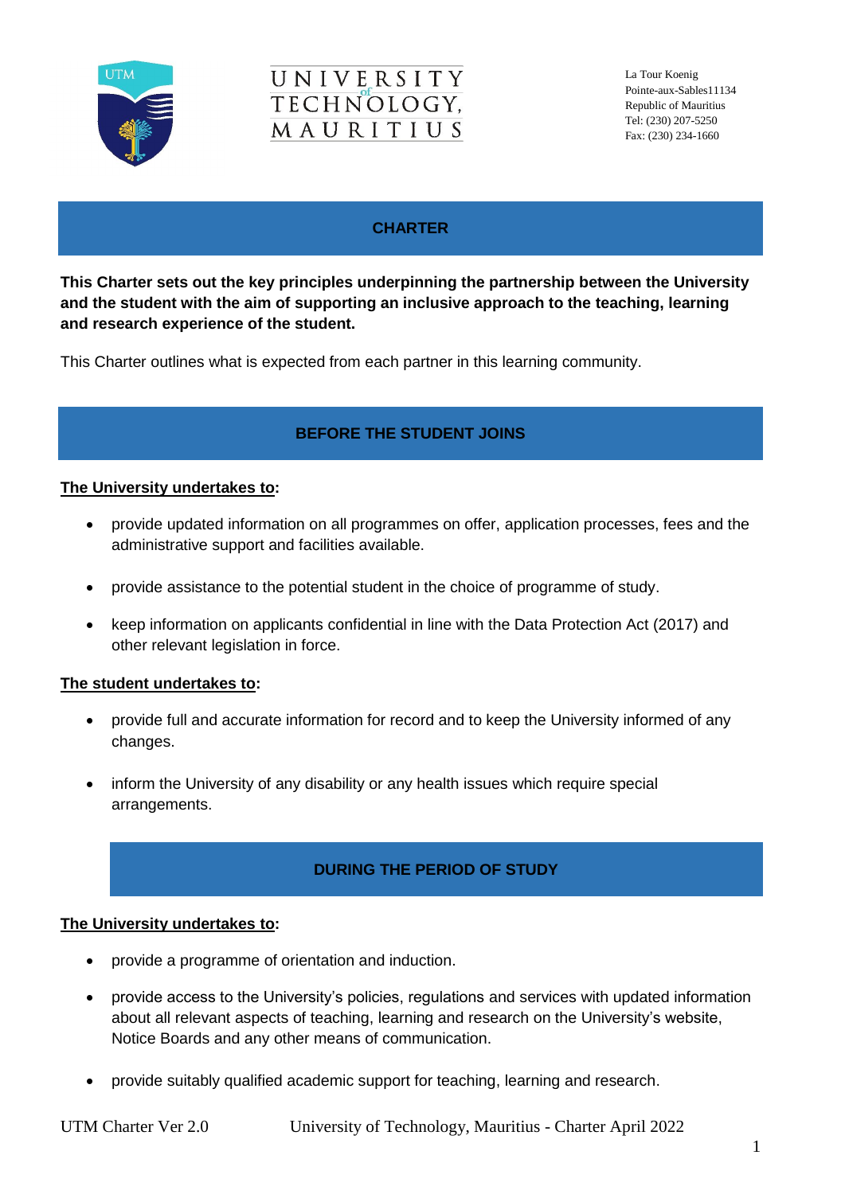UNIVERSITY of TECHNOLOGY, MAURITIUS

La Tour Koenig
Pointe-aux-Sables11134
Republic of Mauritius
Tel: (230) 207-5250
Fax: (230) 234-1660

# CHARTER

**This Charter sets out the key principles underpinning the partnership between the University and the student with the aim of supporting an inclusive approach to the teaching, learning and research experience of the student.**

This Charter outlines what is expected from each partner in this learning community.

## BEFORE THE STUDENT JOINS

**<u>The University undertakes to</u>:**

- provide updated information on all programmes on offer, application processes, fees and the administrative support and facilities available.
- provide assistance to the potential student in the choice of programme of study.
- keep information on applicants confidential in line with the Data Protection Act (2017) and other relevant legislation in force.

**<u>The student undertakes to</u>:**

- provide full and accurate information for record and to keep the University informed of any changes.
- inform the University of any disability or any health issues which require special arrangements.

## DURING THE PERIOD OF STUDY

**<u>The University undertakes to</u>:**

- provide a programme of orientation and induction.
- provide access to the University's policies, regulations and services with updated information about all relevant aspects of teaching, learning and research on the University's website, Notice Boards and any other means of communication.
- provide suitably qualified academic support for teaching, learning and research.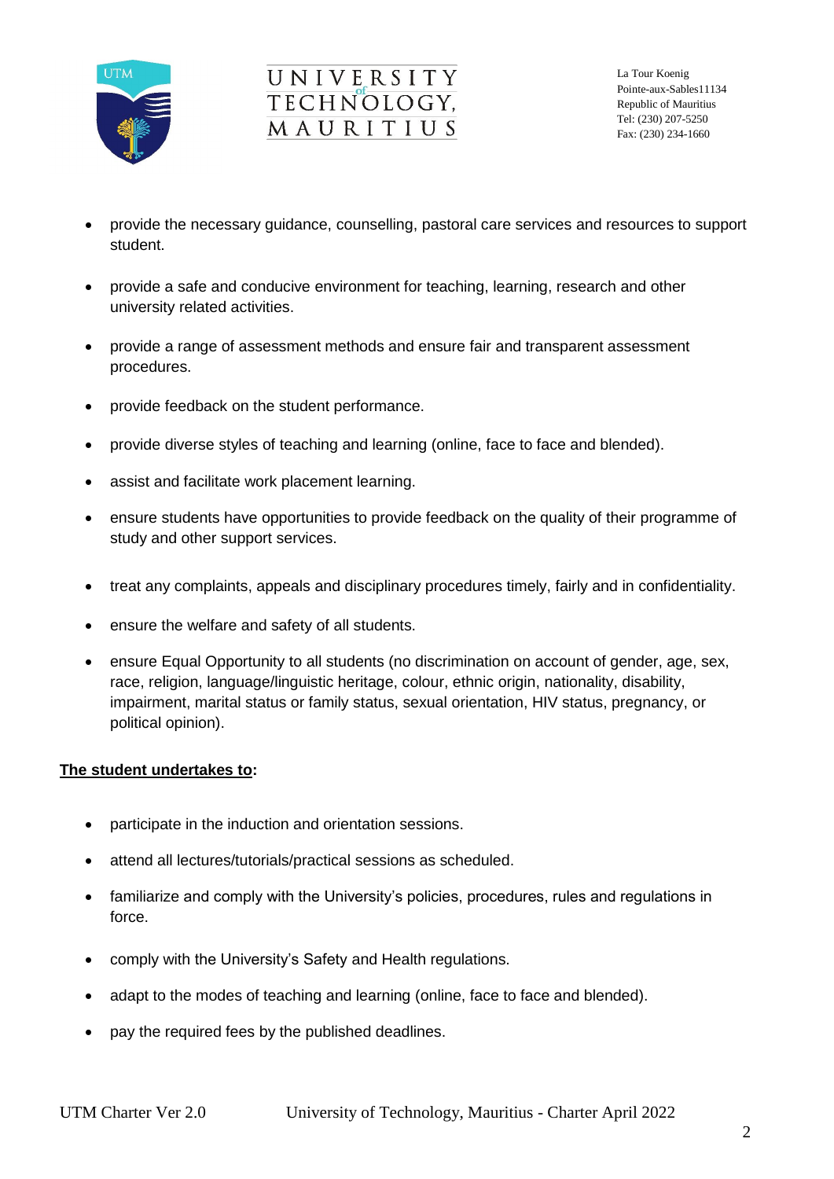- provide the necessary guidance, counselling, pastoral care services and resources to support student.
- provide a safe and conducive environment for teaching, learning, research and other university related activities.
- provide a range of assessment methods and ensure fair and transparent assessment procedures.
- provide feedback on the student performance.
- provide diverse styles of teaching and learning (online, face to face and blended).
- assist and facilitate work placement learning.
- ensure students have opportunities to provide feedback on the quality of their programme of study and other support services.
- treat any complaints, appeals and disciplinary procedures timely, fairly and in confidentiality.
- ensure the welfare and safety of all students.
- ensure Equal Opportunity to all students (no discrimination on account of gender, age, sex, race, religion, language/linguistic heritage, colour, ethnic origin, nationality, disability, impairment, marital status or family status, sexual orientation, HIV status, pregnancy, or political opinion).

**<u>The student undertakes to</u>:**

- participate in the induction and orientation sessions.
- attend all lectures/tutorials/practical sessions as scheduled.
- familiarize and comply with the University's policies, procedures, rules and regulations in force.
- comply with the University's Safety and Health regulations.
- adapt to the modes of teaching and learning (online, face to face and blended).
- pay the required fees by the published deadlines.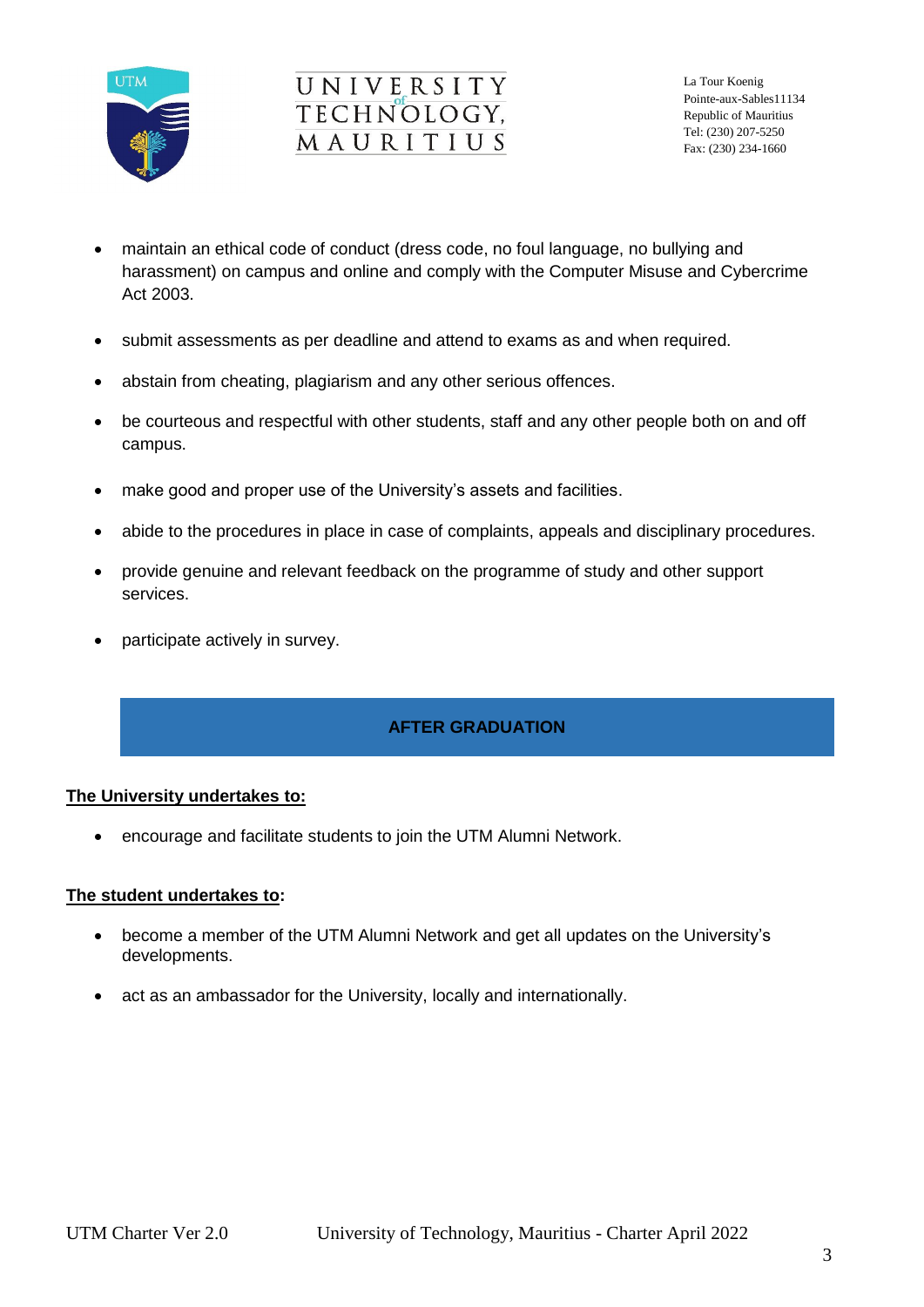- maintain an ethical code of conduct (dress code, no foul language, no bullying and harassment) on campus and online and comply with the Computer Misuse and Cybercrime Act 2003.
- submit assessments as per deadline and attend to exams as and when required.
- abstain from cheating, plagiarism and any other serious offences.
- be courteous and respectful with other students, staff and any other people both on and off campus.
- make good and proper use of the University's assets and facilities.
- abide to the procedures in place in case of complaints, appeals and disciplinary procedures.
- provide genuine and relevant feedback on the programme of study and other support services.
- participate actively in survey.

## AFTER GRADUATION

**The University undertakes to:**

- encourage and facilitate students to join the UTM Alumni Network.

**The student undertakes to:**

- become a member of the UTM Alumni Network and get all updates on the University's developments.
- act as an ambassador for the University, locally and internationally.